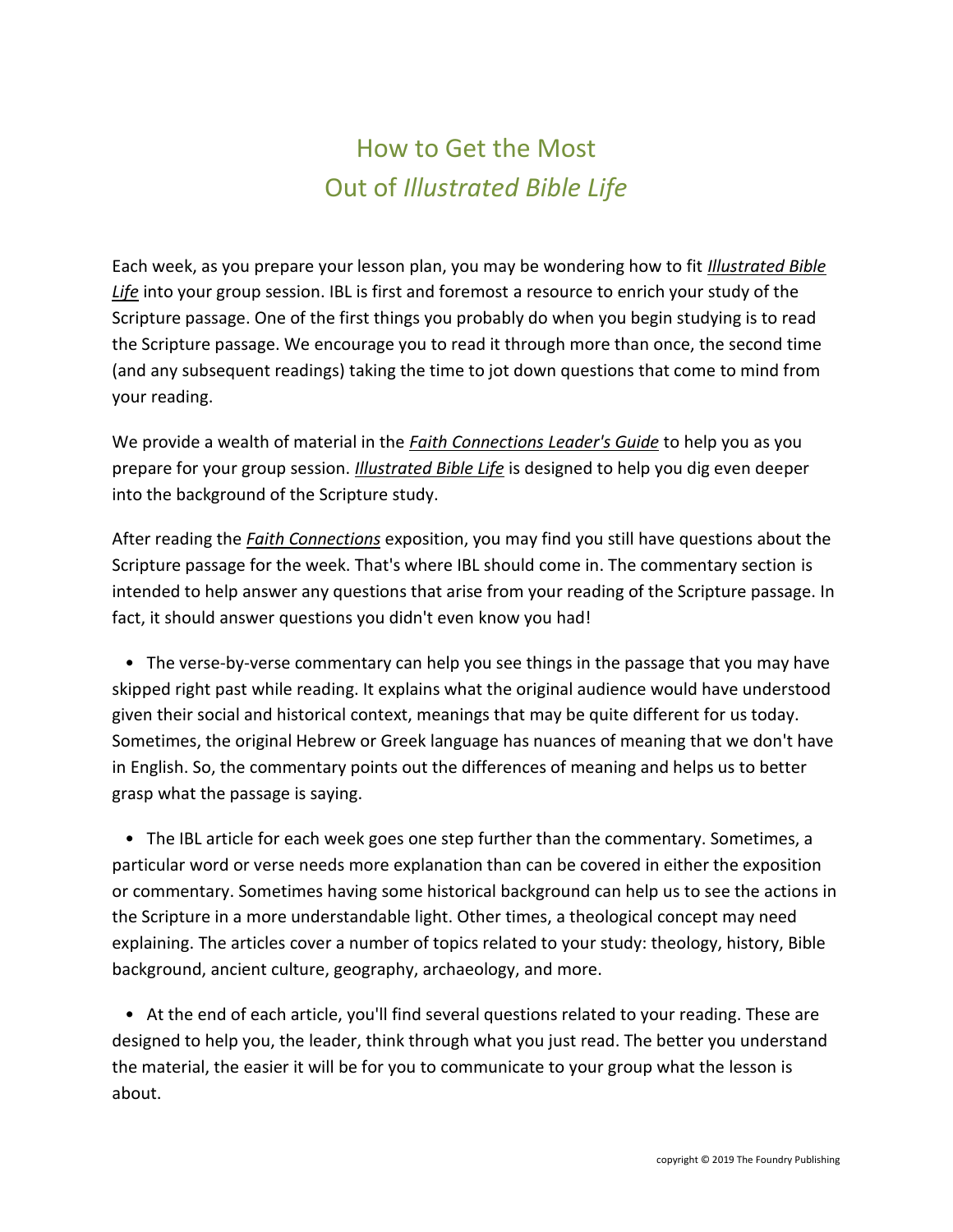# How to Get the Most Out of *Illustrated Bible Life*

Each week, as you prepare your lesson plan, you may be wondering how to fit *Illustrated Bible Life* into your group session. IBL is first and foremost a resource to enrich your study of the Scripture passage. One of the first things you probably do when you begin studying is to read the Scripture passage. We encourage you to read it through more than once, the second time (and any subsequent readings) taking the time to jot down questions that come to mind from your reading.

We provide a wealth of material in the *Faith Connections Leader's Guide* to help you as you prepare for your group session. *Illustrated Bible Life* is designed to help you dig even deeper into the background of the Scripture study.

After reading the *Faith Connections* exposition, you may find you still have questions about the Scripture passage for the week. That's where IBL should come in. The commentary section is intended to help answer any questions that arise from your reading of the Scripture passage. In fact, it should answer questions you didn't even know you had!

- The verse-by-verse commentary can help you see things in the passage that you may have skipped right past while reading. It explains what the original audience would have understood given their social and historical context, meanings that may be quite different for us today. Sometimes, the original Hebrew or Greek language has nuances of meaning that we don't have in English. So, the commentary points out the differences of meaning and helps us to better grasp what the passage is saying.

- The IBL article for each week goes one step further than the commentary. Sometimes, a particular word or verse needs more explanation than can be covered in either the exposition or commentary. Sometimes having some historical background can help us to see the actions in the Scripture in a more understandable light. Other times, a theological concept may need explaining. The articles cover a number of topics related to your study: theology, history, Bible background, ancient culture, geography, archaeology, and more.

- At the end of each article, you'll find several questions related to your reading. These are designed to help you, the leader, think through what you just read. The better you understand the material, the easier it will be for you to communicate to your group what the lesson is about.

copyright © 2019 The Foundry Publishing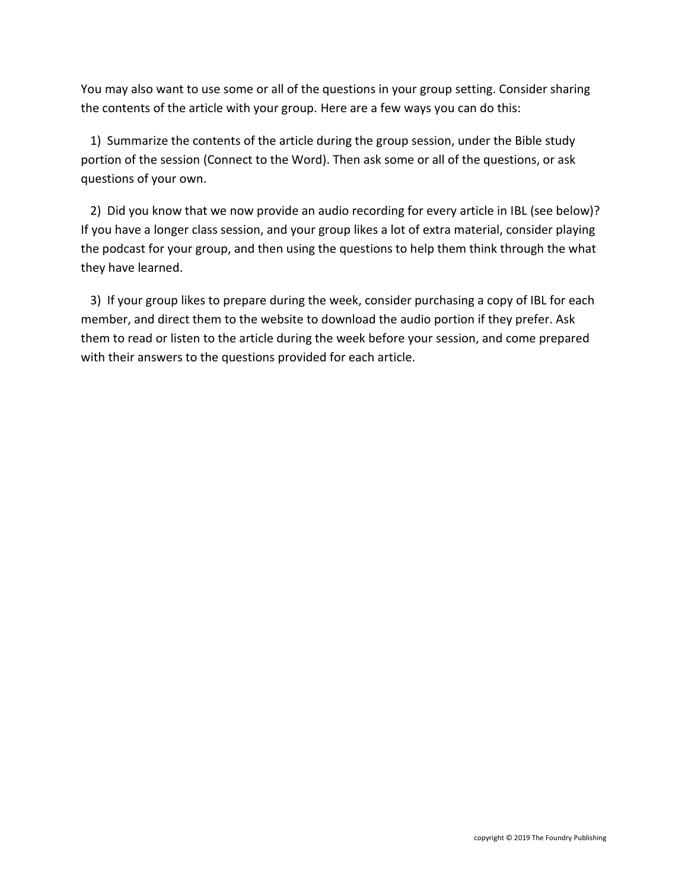You may also want to use some or all of the questions in your group setting. Consider sharing the contents of the article with your group. Here are a few ways you can do this:

1) Summarize the contents of the article during the group session, under the Bible study portion of the session (Connect to the Word). Then ask some or all of the questions, or ask questions of your own.

2) Did you know that we now provide an audio recording for every article in IBL (see below)? If you have a longer class session, and your group likes a lot of extra material, consider playing the podcast for your group, and then using the questions to help them think through the what they have learned.

3) If your group likes to prepare during the week, consider purchasing a copy of IBL for each member, and direct them to the website to download the audio portion if they prefer. Ask them to read or listen to the article during the week before your session, and come prepared with their answers to the questions provided for each article.

copyright © 2019 The Foundry Publishing